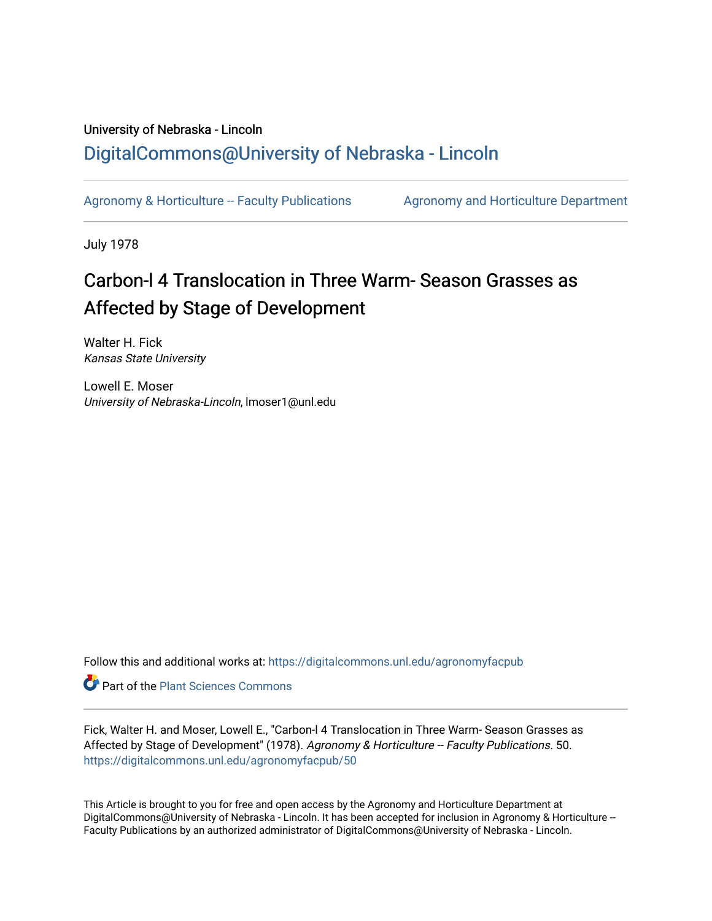University of Nebraska - Lincoln

# DigitalCommons@University of Nebraska - Lincoln

Agronomy & Horticulture -- Faculty Publications

Agronomy and Horticulture Department

July 1978

# Carbon-l 4 Translocation in Three Warm- Season Grasses as Affected by Stage of Development

Walter H. Fick
*Kansas State University*

Lowell E. Moser
*University of Nebraska-Lincoln*, lmoser1@unl.edu

Follow this and additional works at: https://digitalcommons.unl.edu/agronomyfacpub

Part of the Plant Sciences Commons

Fick, Walter H. and Moser, Lowell E., "Carbon-l 4 Translocation in Three Warm- Season Grasses as Affected by Stage of Development" (1978). *Agronomy & Horticulture -- Faculty Publications*. 50.
https://digitalcommons.unl.edu/agronomyfacpub/50

This Article is brought to you for free and open access by the Agronomy and Horticulture Department at DigitalCommons@University of Nebraska - Lincoln. It has been accepted for inclusion in Agronomy & Horticulture -- Faculty Publications by an authorized administrator of DigitalCommons@University of Nebraska - Lincoln.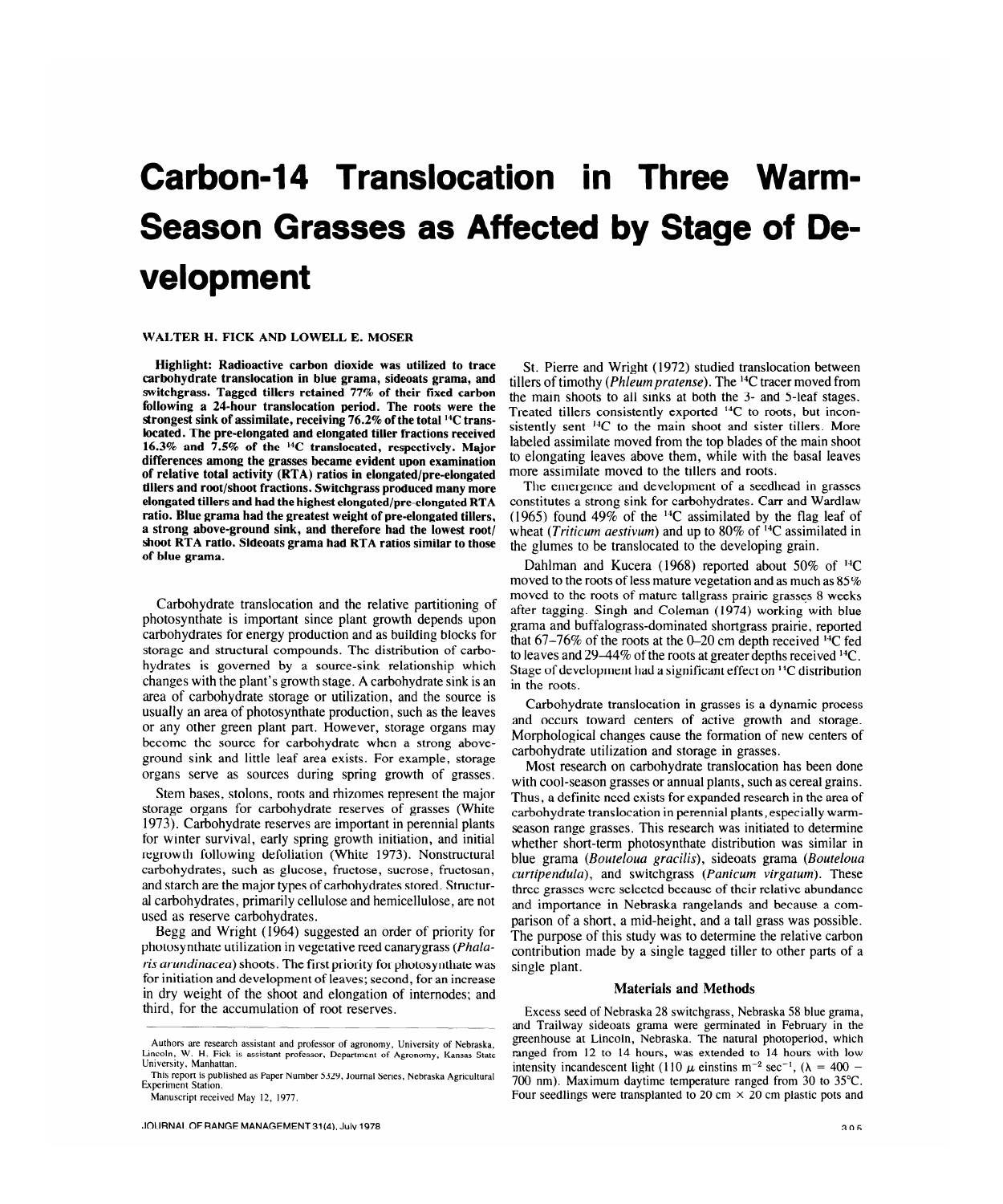# Carbon-14 Translocation in Three Warm-Season Grasses as Affected by Stage of Development

WALTER H. FICK AND LOWELL E. MOSER

**Highlight: Radioactive carbon dioxide was utilized to trace carbohydrate translocation in blue grama, sideoats grama, and switchgrass. Tagged tillers retained 77% of their fixed carbon following a 24-hour translocation period. The roots were the strongest sink of assimilate, receiving 76.2% of the total $^{14}C$ translocated. The pre-elongated and elongated tiller fractions received 16.3% and 7.5% of the $^{14}C$ translocated, respectively. Major differences among the grasses became evident upon examination of relative total activity (RTA) ratios in elongated/pre-elongated tillers and root/shoot fractions. Switchgrass produced many more elongated tillers and had the highest elongated/pre-elongated RTA ratio. Blue grama had the greatest weight of pre-elongated tillers, a strong above-ground sink, and therefore had the lowest root/shoot RTA ratio. Sideoats grama had RTA ratios similar to those of blue grama.**

Carbohydrate translocation and the relative partitioning of photosynthate is important since plant growth depends upon carbohydrates for energy production and as building blocks for storage and structural compounds. The distribution of carbohydrates is governed by a source-sink relationship which changes with the plant's growth stage. A carbohydrate sink is an area of carbohydrate storage or utilization, and the source is usually an area of photosynthate production, such as the leaves or any other green plant part. However, storage organs may become the source for carbohydrate when a strong above-ground sink and little leaf area exists. For example, storage organs serve as sources during spring growth of grasses.

Stem bases, stolons, roots and rhizomes represent the major storage organs for carbohydrate reserves of grasses (White 1973). Carbohydrate reserves are important in perennial plants for winter survival, early spring growth initiation, and initial regrowth following defoliation (White 1973). Nonstructural carbohydrates, such as glucose, fructose, sucrose, fructosan, and starch are the major types of carbohydrates stored. Structural carbohydrates, primarily cellulose and hemicellulose, are not used as reserve carbohydrates.

Begg and Wright (1964) suggested an order of priority for photosynthate utilization in vegetative reed canarygrass (*Phalaris arundinacea*) shoots. The first priority for photosynthate was for initiation and development of leaves; second, for an increase in dry weight of the shoot and elongation of internodes; and third, for the accumulation of root reserves.

St. Pierre and Wright (1972) studied translocation between tillers of timothy (*Phleum pratense*). The $^{14}C$ tracer moved from the main shoots to all sinks at both the 3- and 5-leaf stages. Treated tillers consistently exported $^{14}C$ to roots, but inconsistently sent $^{14}C$ to the main shoot and sister tillers. More labeled assimilate moved from the top blades of the main shoot to elongating leaves above them, while with the basal leaves more assimilate moved to the tillers and roots.

The emergence and development of a seedhead in grasses constitutes a strong sink for carbohydrates. Carr and Wardlaw (1965) found 49% of the $^{14}C$ assimilated by the flag leaf of wheat (*Triticum aestivum*) and up to 80% of $^{14}C$ assimilated in the glumes to be translocated to the developing grain.

Dahlman and Kucera (1968) reported about 50% of $^{14}C$ moved to the roots of less mature vegetation and as much as 85% moved to the roots of mature tallgrass prairie grasses 8 weeks after tagging. Singh and Coleman (1974) working with blue grama and buffalograss-dominated shortgrass prairie, reported that 67–76% of the roots at the 0–20 cm depth received $^{14}C$ fed to leaves and 29–44% of the roots at greater depths received $^{14}C$. Stage of development had a significant effect on $^{14}C$ distribution in the roots.

Carbohydrate translocation in grasses is a dynamic process and occurs toward centers of active growth and storage. Morphological changes cause the formation of new centers of carbohydrate utilization and storage in grasses.

Most research on carbohydrate translocation has been done with cool-season grasses or annual plants, such as cereal grains. Thus, a definite need exists for expanded research in the area of carbohydrate translocation in perennial plants, especially warm-season range grasses. This research was initiated to determine whether short-term photosynthate distribution was similar in blue grama (*Bouteloua gracilis*), sideoats grama (*Bouteloua curtipendula*), and switchgrass (*Panicum virgatum*). These three grasses were selected because of their relative abundance and importance in Nebraska rangelands and because a comparison of a short, a mid-height, and a tall grass was possible. The purpose of this study was to determine the relative carbon contribution made by a single tagged tiller to other parts of a single plant.

## Materials and Methods

Excess seed of Nebraska 28 switchgrass, Nebraska 58 blue grama, and Trailway sideoats grama were germinated in February in the greenhouse at Lincoln, Nebraska. The natural photoperiod, which ranged from 12 to 14 hours, was extended to 14 hours with low intensity incandescent light (110 $\mu$ einstins $m^{-2}$ $sec^{-1}$, ($\lambda$ = 400 – 700 nm). Maximum daytime temperature ranged from 30 to 35°C. Four seedlings were transplanted to 20 cm × 20 cm plastic pots and

---

Authors are research assistant and professor of agronomy, University of Nebraska, Lincoln. W. H. Fick is assistant professor, Department of Agronomy, Kansas State University, Manhattan.

This report is published as Paper Number 5329, Journal Series, Nebraska Agricultural Experiment Station.

Manuscript received May 12, 1977.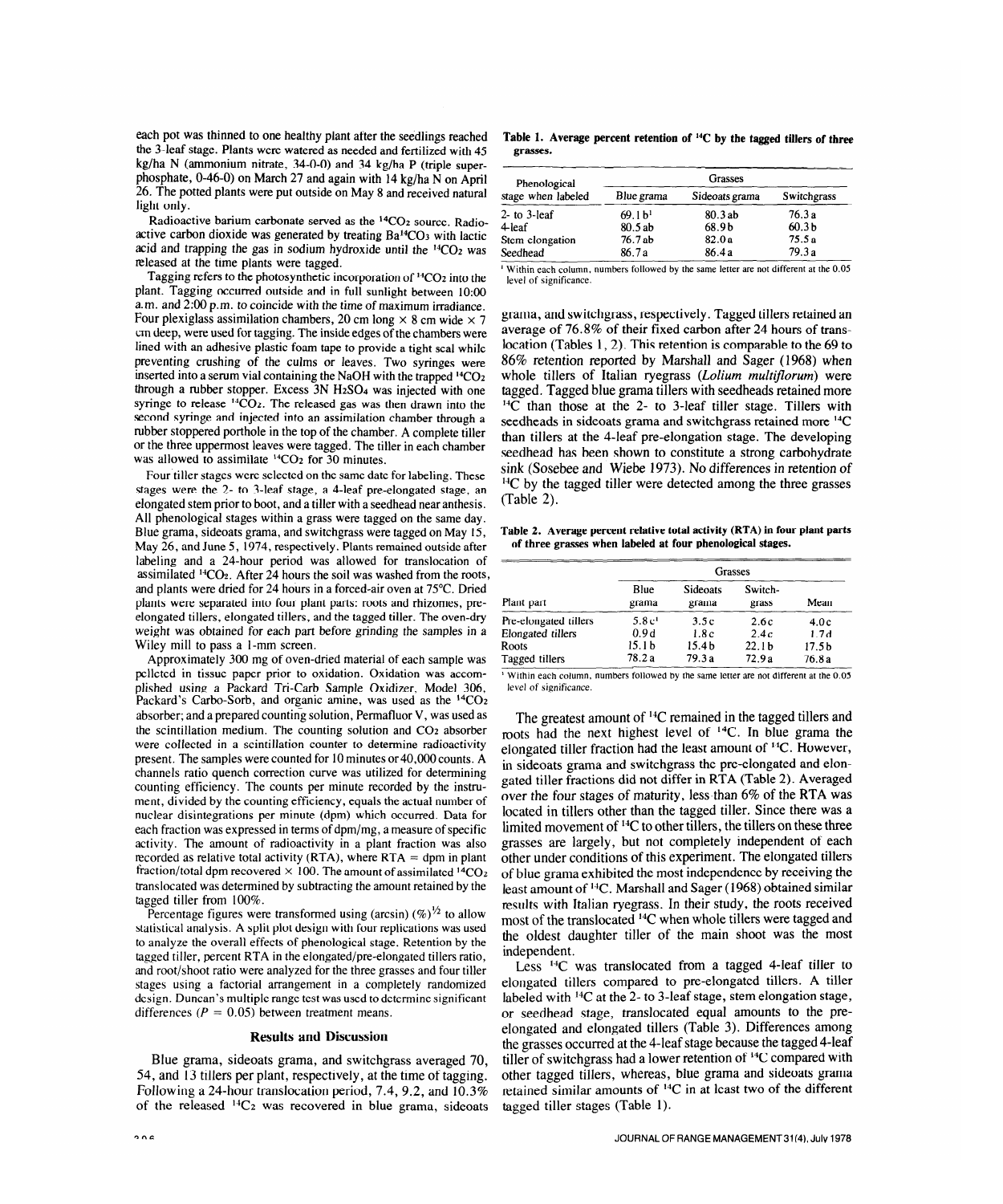each pot was thinned to one healthy plant after the seedlings reached the 3-leaf stage. Plants were watered as needed and fertilized with 45 kg/ha N (ammonium nitrate, 34-0-0) and 34 kg/ha P (triple superphosphate, 0-46-0) on March 27 and again with 14 kg/ha N on April 26. The potted plants were put outside on May 8 and received natural light only.

Radioactive barium carbonate served as the $^{14}CO_2$ source. Radioactive carbon dioxide was generated by treating $Ba^{14}CO_3$ with lactic acid and trapping the gas in sodium hydroxide until the $^{14}CO_2$ was released at the time plants were tagged.

Tagging refers to the photosynthetic incorporation of $^{14}CO_2$ into the plant. Tagging occurred outside and in full sunlight between 10:00 a.m. and 2:00 p.m. to coincide with the time of maximum irradiance. Four plexiglass assimilation chambers, 20 cm long × 8 cm wide × 7 cm deep, were used for tagging. The inside edges of the chambers were lined with an adhesive plastic foam tape to provide a tight seal while preventing crushing of the culms or leaves. Two syringes were inserted into a serum vial containing the NaOH with the trapped $^{14}CO_2$ through a rubber stopper. Excess 3N $H_2SO_4$ was injected with one syringe to release $^{14}CO_2$. The released gas was then drawn into the second syringe and injected into an assimilation chamber through a rubber stoppered porthole in the top of the chamber. A complete tiller or the three uppermost leaves were tagged. The tiller in each chamber was allowed to assimilate $^{14}CO_2$ for 30 minutes.

Four tiller stages were selected on the same date for labeling. These stages were the 2- to 3-leaf stage, a 4-leaf pre-elongated stage, an elongated stem prior to boot, and a tiller with a seedhead near anthesis. All phenological stages within a grass were tagged on the same day. Blue grama, sideoats grama, and switchgrass were tagged on May 15, May 26, and June 5, 1974, respectively. Plants remained outside after labeling and a 24-hour period was allowed for translocation of assimilated $^{14}CO_2$. After 24 hours the soil was washed from the roots, and plants were dried for 24 hours in a forced-air oven at 75°C. Dried plants were separated into four plant parts: roots and rhizomes, pre-elongated tillers, elongated tillers, and the tagged tiller. The oven-dry weight was obtained for each part before grinding the samples in a Wiley mill to pass a 1-mm screen.

Approximately 300 mg of oven-dried material of each sample was pelleted in tissue paper prior to oxidation. Oxidation was accomplished using a Packard Tri-Carb Sample Oxidizer, Model 306. Packard's Carbo-Sorb, and organic amine, was used as the $^{14}CO_2$ absorber; and a prepared counting solution, Permafluor V, was used as the scintillation medium. The counting solution and $CO_2$ absorber were collected in a scintillation counter to determine radioactivity present. The samples were counted for 10 minutes or 40,000 counts. A channels ratio quench correction curve was utilized for determining counting efficiency. The counts per minute recorded by the instrument, divided by the counting efficiency, equals the actual number of nuclear disintegrations per minute (dpm) which occurred. Data for each fraction was expressed in terms of dpm/mg, a measure of specific activity. The amount of radioactivity in a plant fraction was also recorded as relative total activity (RTA), where RTA = dpm in plant fraction/total dpm recovered × 100. The amount of assimilated $^{14}CO_2$ translocated was determined by subtracting the amount retained by the tagged tiller from 100%.

Percentage figures were transformed using (arcsin) $(\%)^{1/2}$ to allow statistical analysis. A split plot design with four replications was used to analyze the overall effects of phenological stage. Retention by the tagged tiller, percent RTA in the elongated/pre-elongated tillers ratio, and root/shoot ratio were analyzed for the three grasses and four tiller stages using a factorial arrangement in a completely randomized design. Duncan's multiple range test was used to determine significant differences ($P = 0.05$) between treatment means.

## Results and Discussion

Blue grama, sideoats grama, and switchgrass averaged 70, 54, and 13 tillers per plant, respectively, at the time of tagging. Following a 24-hour translocation period, 7.4, 9.2, and 10.3% of the released $^{14}C_2$ was recovered in blue grama, sideoats grama, and switchgrass, respectively. Tagged tillers retained an average of 76.8% of their fixed carbon after 24 hours of translocation (Tables 1, 2). This retention is comparable to the 69 to 86% retention reported by Marshall and Sager (1968) when whole tillers of Italian ryegrass (*Lolium multiflorum*) were tagged. Tagged blue grama tillers with seedheads retained more $^{14}C$ than those at the 2- to 3-leaf tiller stage. Tillers with seedheads in sideoats grama and switchgrass retained more $^{14}C$ than tillers at the 4-leaf pre-elongation stage. The developing seedhead has been shown to constitute a strong carbohydrate sink (Sosebee and Wiebe 1973). No differences in retention of $^{14}C$ by the tagged tiller were detected among the three grasses (Table 2).

**Table 1. Average percent retention of $^{14}C$ by the tagged tillers of three grasses.**

| Phenological stage when labeled | Grasses | | |
|---|---|---|---|
| | Blue grama | Sideoats grama | Switchgrass |
| 2- to 3-leaf | 69.1 b[1] | 80.3 ab | 76.3 a |
| 4-leaf | 80.5 ab | 68.9 b | 60.3 b |
| Stem elongation | 76.7 ab | 82.0 a | 75.5 a |
| Seedhead | 86.7 a | 86.4 a | 79.3 a |

[1] Within each column, numbers followed by the same letter are not different at the 0.05 level of significance.

**Table 2. Average percent relative total activity (RTA) in four plant parts of three grasses when labeled at four phenological stages.**

| Plant part | Grasses | | | |
|---|---|---|---|---|
| | Blue grama | Sideoats grama | Switch-grass | Mean |
| Pre-elongated tillers | 5.8 c[1] | 3.5 c | 2.6 c | 4.0 c |
| Elongated tillers | 0.9 d | 1.8 c | 2.4 c | 1.7 d |
| Roots | 15.1 b | 15.4 b | 22.1 b | 17.5 b |
| Tagged tillers | 78.2 a | 79.3 a | 72.9 a | 76.8 a |

[1] Within each column, numbers followed by the same letter are not different at the 0.05 level of significance.

The greatest amount of $^{14}C$ remained in the tagged tillers and roots had the next highest level of $^{14}C$. In blue grama the elongated tiller fraction had the least amount of $^{14}C$. However, in sideoats grama and switchgrass the pre-elongated and elongated tiller fractions did not differ in RTA (Table 2). Averaged over the four stages of maturity, less than 6% of the RTA was located in tillers other than the tagged tiller. Since there was a limited movement of $^{14}C$ to other tillers, the tillers on these three grasses are largely, but not completely independent of each other under conditions of this experiment. The elongated tillers of blue grama exhibited the most independence by receiving the least amount of $^{14}C$. Marshall and Sager (1968) obtained similar results with Italian ryegrass. In their study, the roots received most of the translocated $^{14}C$ when whole tillers were tagged and the oldest daughter tiller of the main shoot was the most independent.

Less $^{14}C$ was translocated from a tagged 4-leaf tiller to elongated tillers compared to pre-elongated tillers. A tiller labeled with $^{14}C$ at the 2- to 3-leaf stage, stem elongation stage, or seedhead stage, translocated equal amounts to the pre-elongated and elongated tillers (Table 3). Differences among the grasses occurred at the 4-leaf stage because the tagged 4-leaf tiller of switchgrass had a lower retention of $^{14}C$ compared with other tagged tillers, whereas, blue grama and sideoats grama retained similar amounts of $^{14}C$ in at least two of the different tagged tiller stages (Table 1).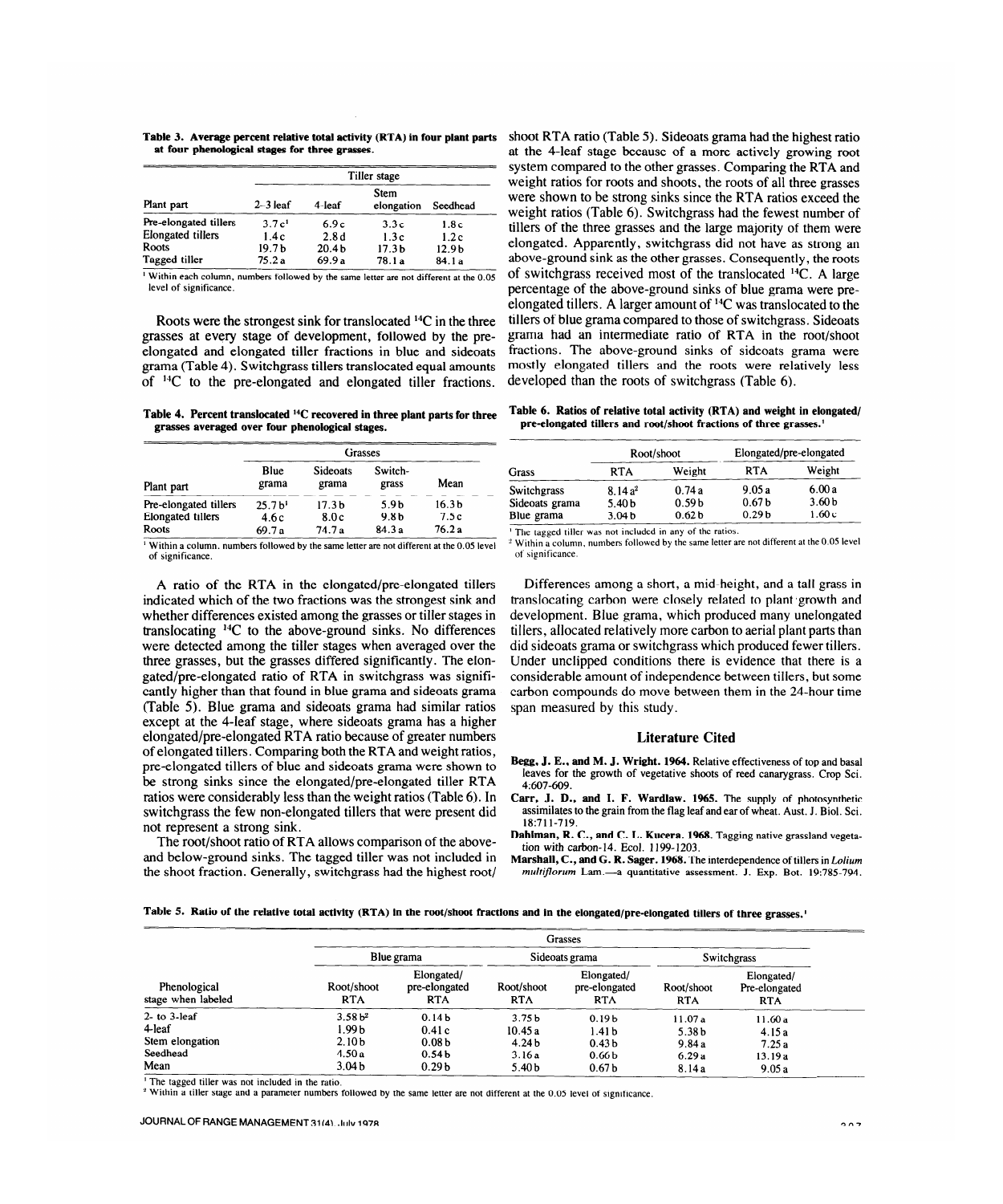**Table 3. Average percent relative total activity (RTA) in four plant parts at four phenological stages for three grasses.**

| Plant part | Tiller stage | | | |
|---|---|---|---|---|
| | 2–3 leaf | 4-leaf | Stem elongation | Seedhead |
| Pre-elongated tillers | 3.7 c[1] | 6.9 c | 3.3 c | 1.8 c |
| Elongated tillers | 1.4 c | 2.8 d | 1.3 c | 1.2 c |
| Roots | 19.7 b | 20.4 b | 17.3 b | 12.9 b |
| Tagged tiller | 75.2 a | 69.9 a | 78.1 a | 84.1 a |

[1] Within each column, numbers followed by the same letter are not different at the 0.05 level of significance.

Roots were the strongest sink for translocated $^{14}C$ in the three grasses at every stage of development, followed by the pre-elongated and elongated tiller fractions in blue and sideoats grama (Table 4). Switchgrass tillers translocated equal amounts of $^{14}C$ to the pre-elongated and elongated tiller fractions.

**Table 4. Percent translocated $^{14}C$ recovered in three plant parts for three grasses averaged over four phenological stages.**

| Plant part | Grasses | | | |
|---|---|---|---|---|
| | Blue grama | Sideoats grama | Switch-grass | Mean |
| Pre-elongated tillers | 25.7 b[1] | 17.3 b | 5.9 b | 16.3 b |
| Elongated tillers | 4.6 c | 8.0 c | 9.8 b | 7.5 c |
| Roots | 69.7 a | 74.7 a | 84.3 a | 76.2 a |

[1] Within a column, numbers followed by the same letter are not different at the 0.05 level of significance.

A ratio of the RTA in the elongated/pre-elongated tillers indicated which of the two fractions was the strongest sink and whether differences existed among the grasses or tiller stages in translocating $^{14}C$ to the above-ground sinks. No differences were detected among the tiller stages when averaged over the three grasses, but the grasses differed significantly. The elongated/pre-elongated ratio of RTA in switchgrass was significantly higher than that found in blue grama and sideoats grama (Table 5). Blue grama and sideoats grama had similar ratios except at the 4-leaf stage, where sideoats grama has a higher elongated/pre-elongated RTA ratio because of greater numbers of elongated tillers. Comparing both the RTA and weight ratios, pre-elongated tillers of blue and sideoats grama were shown to be strong sinks since the elongated/pre-elongated tiller RTA ratios were considerably less than the weight ratios (Table 6). In switchgrass the few non-elongated tillers that were present did not represent a strong sink.

The root/shoot ratio of RTA allows comparison of the above- and below-ground sinks. The tagged tiller was not included in the shoot fraction. Generally, switchgrass had the highest root/shoot RTA ratio (Table 5). Sideoats grama had the highest ratio at the 4-leaf stage because of a more actively growing root system compared to the other grasses. Comparing the RTA and weight ratios for roots and shoots, the roots of all three grasses were shown to be strong sinks since the RTA ratios exceed the weight ratios (Table 6). Switchgrass had the fewest number of tillers of the three grasses and the large majority of them were elongated. Apparently, switchgrass did not have as strong an above-ground sink as the other grasses. Consequently, the roots of switchgrass received most of the translocated $^{14}C$. A large percentage of the above-ground sinks of blue grama were pre-elongated tillers. A larger amount of $^{14}C$ was translocated to the tillers of blue grama compared to those of switchgrass. Sideoats grama had an intermediate ratio of RTA in the root/shoot fractions. The above-ground sinks of sideoats grama were mostly elongated tillers and the roots were relatively less developed than the roots of switchgrass (Table 6).

**Table 6. Ratios of relative total activity (RTA) and weight in elongated/pre-elongated tillers and root/shoot fractions of three grasses.[1]**

| Grass | Root/shoot | | Elongated/pre-elongated | |
|---|---|---|---|---|
| | RTA | Weight | RTA | Weight |
| Switchgrass | 8.14 a[2] | 0.74 a | 9.05 a | 6.00 a |
| Sideoats grama | 5.40 b | 0.59 b | 0.67 b | 3.60 b |
| Blue grama | 3.04 b | 0.62 b | 0.29 b | 1.60 c |

[1] The tagged tiller was not included in any of the ratios.
[2] Within a column, numbers followed by the same letter are not different at the 0.05 level of significance.

Differences among a short, a mid-height, and a tall grass in translocating carbon were closely related to plant growth and development. Blue grama, which produced many unelongated tillers, allocated relatively more carbon to aerial plant parts than did sideoats grama or switchgrass which produced fewer tillers. Under unclipped conditions there is evidence that there is a considerable amount of independence between tillers, but some carbon compounds do move between them in the 24-hour time span measured by this study.

## Literature Cited

**Begg, J. E., and M. J. Wright. 1964.** Relative effectiveness of top and basal leaves for the growth of vegetative shoots of reed canarygrass. Crop Sci. 4:607-609.

**Carr, J. D., and I. F. Wardlaw. 1965.** The supply of photosynthetic assimilates to the grain from the flag leaf and ear of wheat. Aust. J. Biol. Sci. 18:711-719.

**Dahlman, R. C., and C. L. Kucera. 1968.** Tagging native grassland vegetation with carbon-14. Ecol. 1199-1203.

**Marshall, C., and G. R. Sager. 1968.** The interdependence of tillers in *Lolium multiflorum* Lam.—a quantitative assessment. J. Exp. Bot. 19:785-794.

**Table 5. Ratio of the relative total activity (RTA) in the root/shoot fractions and in the elongated/pre-elongated tillers of three grasses.[1]**

| Phenological stage when labeled | Blue grama | | Sideoats grama | | Switchgrass | |
|---|---|---|---|---|---|---|
| | Root/shoot RTA | Elongated/ pre-elongated RTA | Root/shoot RTA | Elongated/ pre-elongated RTA | Root/shoot RTA | Elongated/ Pre-elongated RTA |
| 2- to 3-leaf | 3.58 b[2] | 0.14 b | 3.75 b | 0.19 b | 11.07 a | 11.60 a |
| 4-leaf | 1.99 b | 0.41 c | 10.45 a | 1.41 b | 5.38 b | 4.15 a |
| Stem elongation | 2.10 b | 0.08 b | 4.24 b | 0.43 b | 9.84 a | 7.25 a |
| Seedhead | 4.50 a | 0.54 b | 3.16 a | 0.66 b | 6.29 a | 13.19 a |
| Mean | 3.04 b | 0.29 b | 5.40 b | 0.67 b | 8.14 a | 9.05 a |

[1] The tagged tiller was not included in the ratio.
[2] Within a tiller stage and a parameter numbers followed by the same letter are not different at the 0.05 level of significance.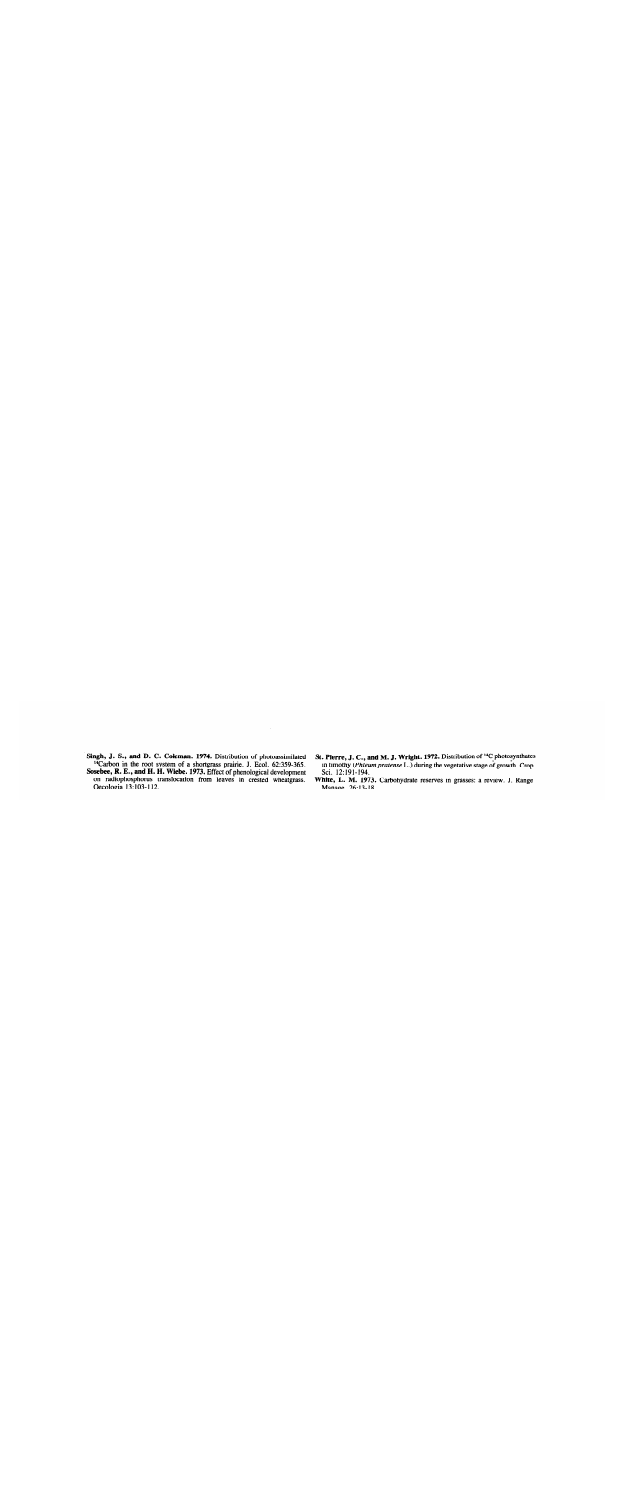**Singh, J. S., and D. C. Coleman. 1974.** Distribution of photoassimilated $^{14}$Carbon in the root system of a shortgrass prairie. J. Ecol. 62:359-365.

**Sosebee, R. E., and H. H. Wiebe. 1973.** Effect of phenological development on radiophosphorus translocation from leaves in crested wheatgrass. Oecologia 13:103-112.

**St. Pierre, J. C., and M. J. Wright. 1972.** Distribution of $^{14}$C photosynthates in timothy (*Phleum pratense* L.) during the vegetative stage of growth. Crop Sci. 12:191-194.

**White, L. M. 1973.** Carbohydrate reserves in grasses: a review. J. Range Manage. 26:13-18.